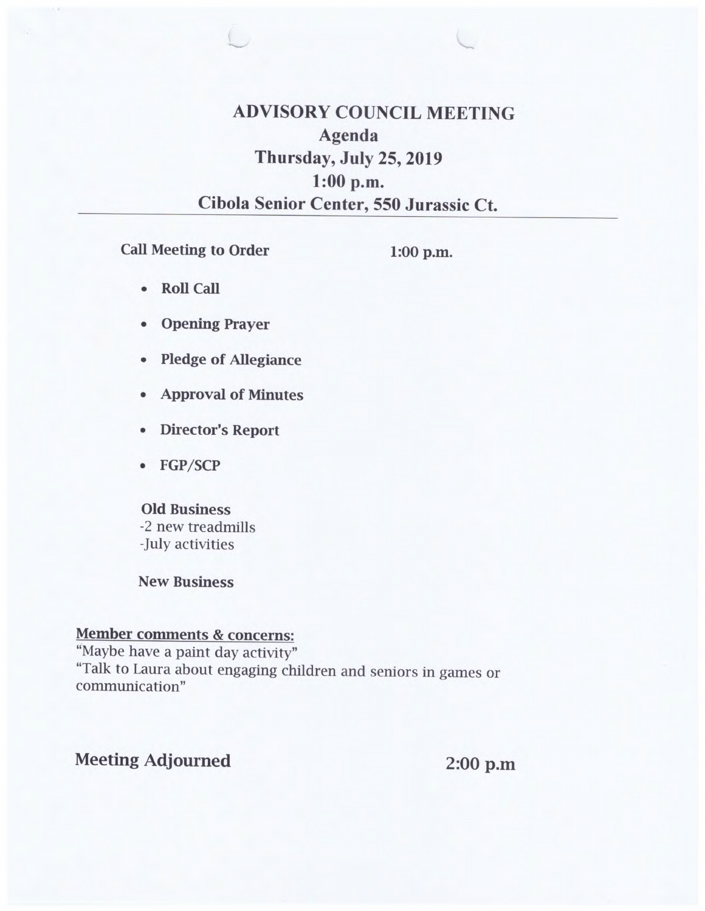# ADVISORY COUNCIL MEETING

## Agenda

## Thursday, July 25, 2019

## 1:00 p.m.

## Cibola Senior Center, 550 Jurassic Ct.

**Call Meeting to Order** **1:00 p.m.**

- **Roll Call**
- **Opening Prayer**
- **Pledge of Allegiance**
- **Approval of Minutes**
- **Director's Report**
- **FGP/SCP**

**Old Business**
-2 new treadmills
-July activities

**New Business**

**Member comments & concerns:**
"Maybe have a paint day activity"
"Talk to Laura about engaging children and seniors in games or communication"

**Meeting Adjourned** **2:00 p.m**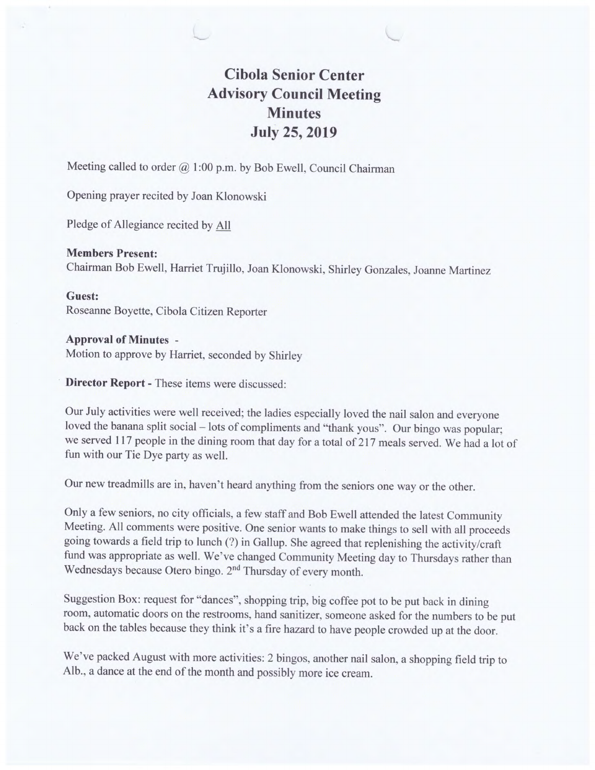# Cibola Senior Center Advisory Council Meeting Minutes July 25, 2019

Meeting called to order @ 1:00 p.m. by Bob Ewell, Council Chairman

Opening prayer recited by Joan Klonowski

Pledge of Allegiance recited by All

**Members Present:**
Chairman Bob Ewell, Harriet Trujillo, Joan Klonowski, Shirley Gonzales, Joanne Martinez

**Guest:**
Roseanne Boyette, Cibola Citizen Reporter

**Approval of Minutes** -
Motion to approve by Harriet, seconded by Shirley

**Director Report** - These items were discussed:

Our July activities were well received; the ladies especially loved the nail salon and everyone loved the banana split social – lots of compliments and "thank yous". Our bingo was popular; we served 117 people in the dining room that day for a total of 217 meals served. We had a lot of fun with our Tie Dye party as well.

Our new treadmills are in, haven't heard anything from the seniors one way or the other.

Only a few seniors, no city officials, a few staff and Bob Ewell attended the latest Community Meeting. All comments were positive. One senior wants to make things to sell with all proceeds going towards a field trip to lunch (?) in Gallup. She agreed that replenishing the activity/craft fund was appropriate as well. We've changed Community Meeting day to Thursdays rather than Wednesdays because Otero bingo. 2nd Thursday of every month.

Suggestion Box: request for "dances", shopping trip, big coffee pot to be put back in dining room, automatic doors on the restrooms, hand sanitizer, someone asked for the numbers to be put back on the tables because they think it's a fire hazard to have people crowded up at the door.

We've packed August with more activities: 2 bingos, another nail salon, a shopping field trip to Alb., a dance at the end of the month and possibly more ice cream.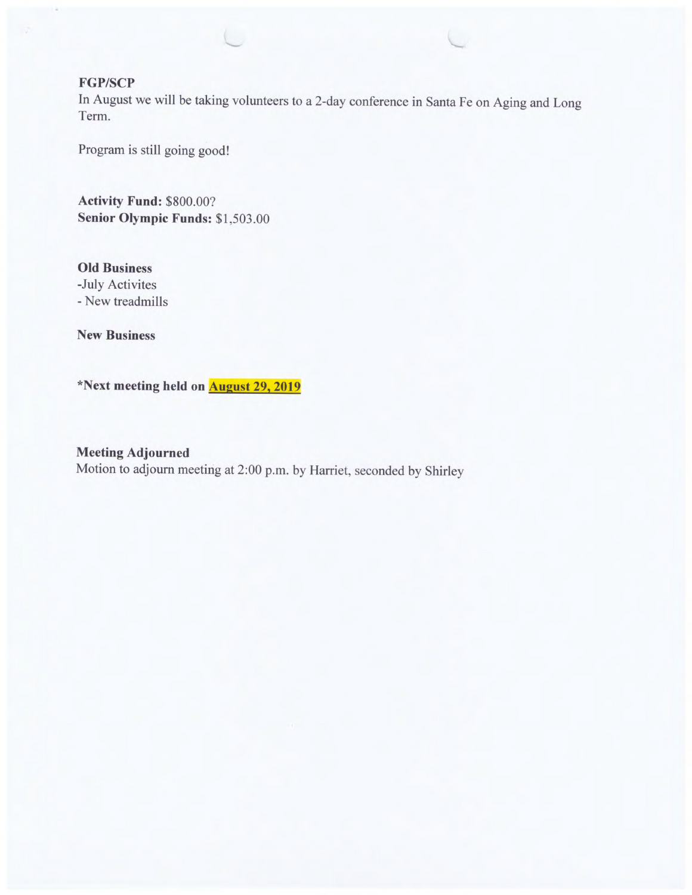**FGP/SCP**
In August we will be taking volunteers to a 2-day conference in Santa Fe on Aging and Long Term.

Program is still going good!

**Activity Fund:** $800.00?
**Senior Olympic Funds:** $1,503.00

**Old Business**
-July Activites
- New treadmills

**New Business**

***Next meeting held on <u>August 29, 2019</u>**

**Meeting Adjourned**
Motion to adjourn meeting at 2:00 p.m. by Harriet, seconded by Shirley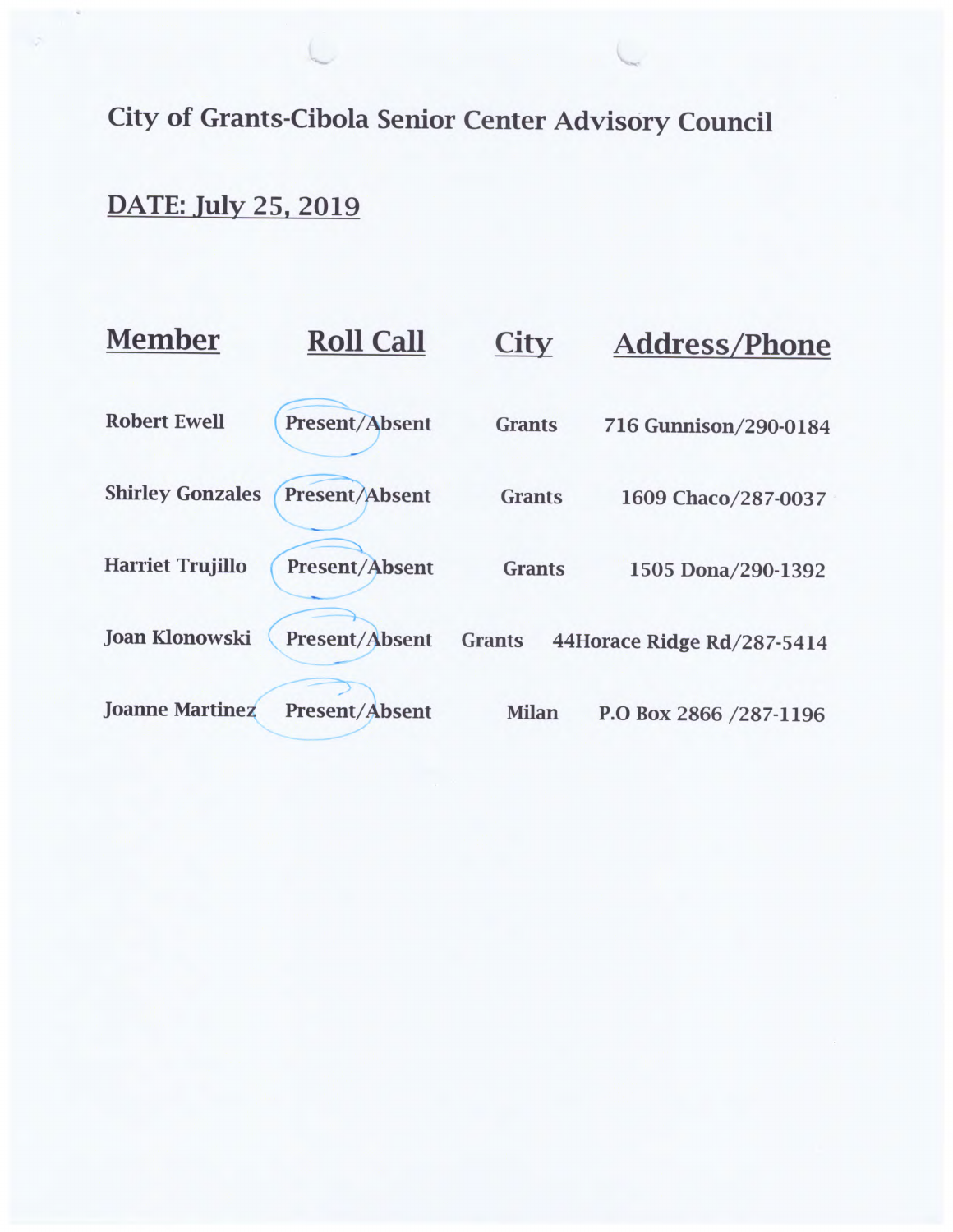# City of Grants-Cibola Senior Center Advisory Council

## DATE: July 25, 2019

| Member | Roll Call | City | Address/Phone |
| --- | --- | --- | --- |
| Robert Ewell | Present/Absent | Grants | 716 Gunnison/290-0184 |
| Shirley Gonzales | Present/Absent | Grants | 1609 Chaco/287-0037 |
| Harriet Trujillo | Present/Absent | Grants | 1505 Dona/290-1392 |
| Joan Klonowski | Present/Absent | Grants | 44Horace Ridge Rd/287-5414 |
| Joanne Martinez | Present/Absent | Milan | P.O Box 2866 /287-1196 |